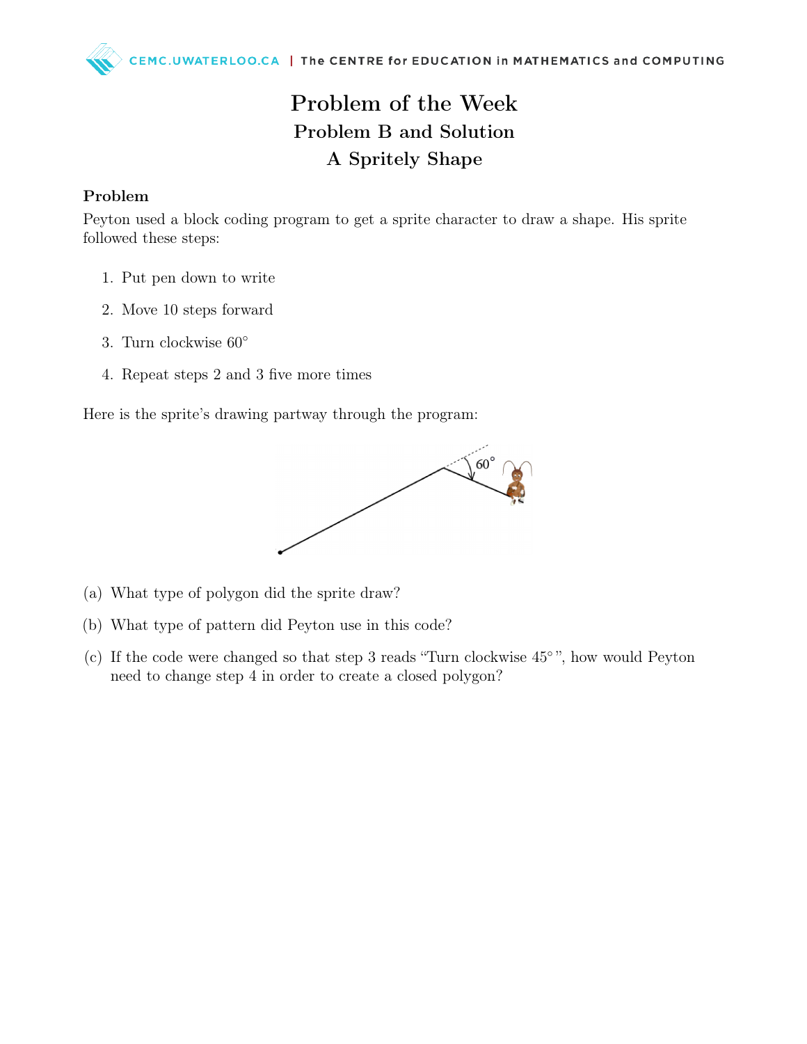# Problem of the Week

## Problem B and Solution

## A Spritely Shape

### Problem

Peyton used a block coding program to get a sprite character to draw a shape. His sprite followed these steps:

1. Put pen down to write
2. Move 10 steps forward
3. Turn clockwise 60°
4. Repeat steps 2 and 3 five more times

Here is the sprite's drawing partway through the program:

(a) What type of polygon did the sprite draw?

(b) What type of pattern did Peyton use in this code?

(c) If the code were changed so that step 3 reads "Turn clockwise 45°", how would Peyton need to change step 4 in order to create a closed polygon?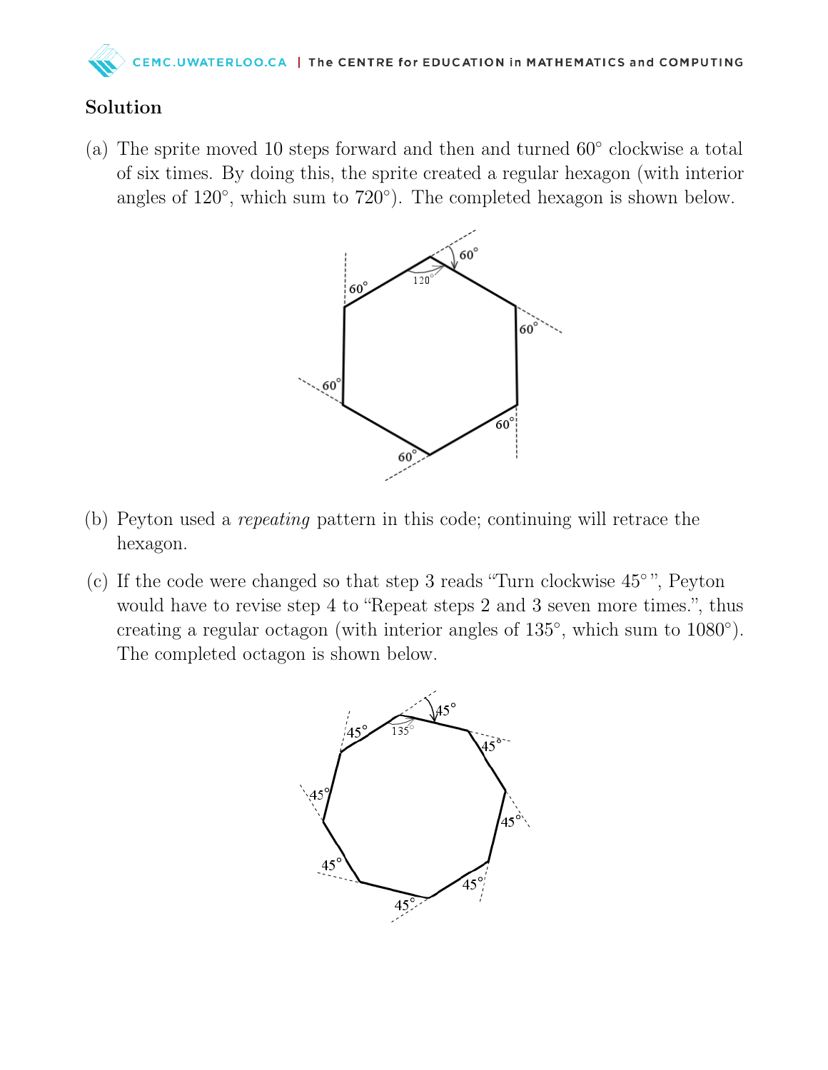**Solution**

(a) The sprite moved 10 steps forward and then and turned $60°$ clockwise a total of six times. By doing this, the sprite created a regular hexagon (with interior angles of $120°$, which sum to $720°$). The completed hexagon is shown below.

60°
120°
60°
60°
60°
60°
60°

(b) Peyton used a *repeating* pattern in this code; continuing will retrace the hexagon.

(c) If the code were changed so that step 3 reads "Turn clockwise $45°$", Peyton would have to revise step 4 to "Repeat steps 2 and 3 seven more times.", thus creating a regular octagon (with interior angles of $135°$, which sum to $1080°$). The completed octagon is shown below.

45°
135°
45°
45°
45°
45°
45°
45°
45°